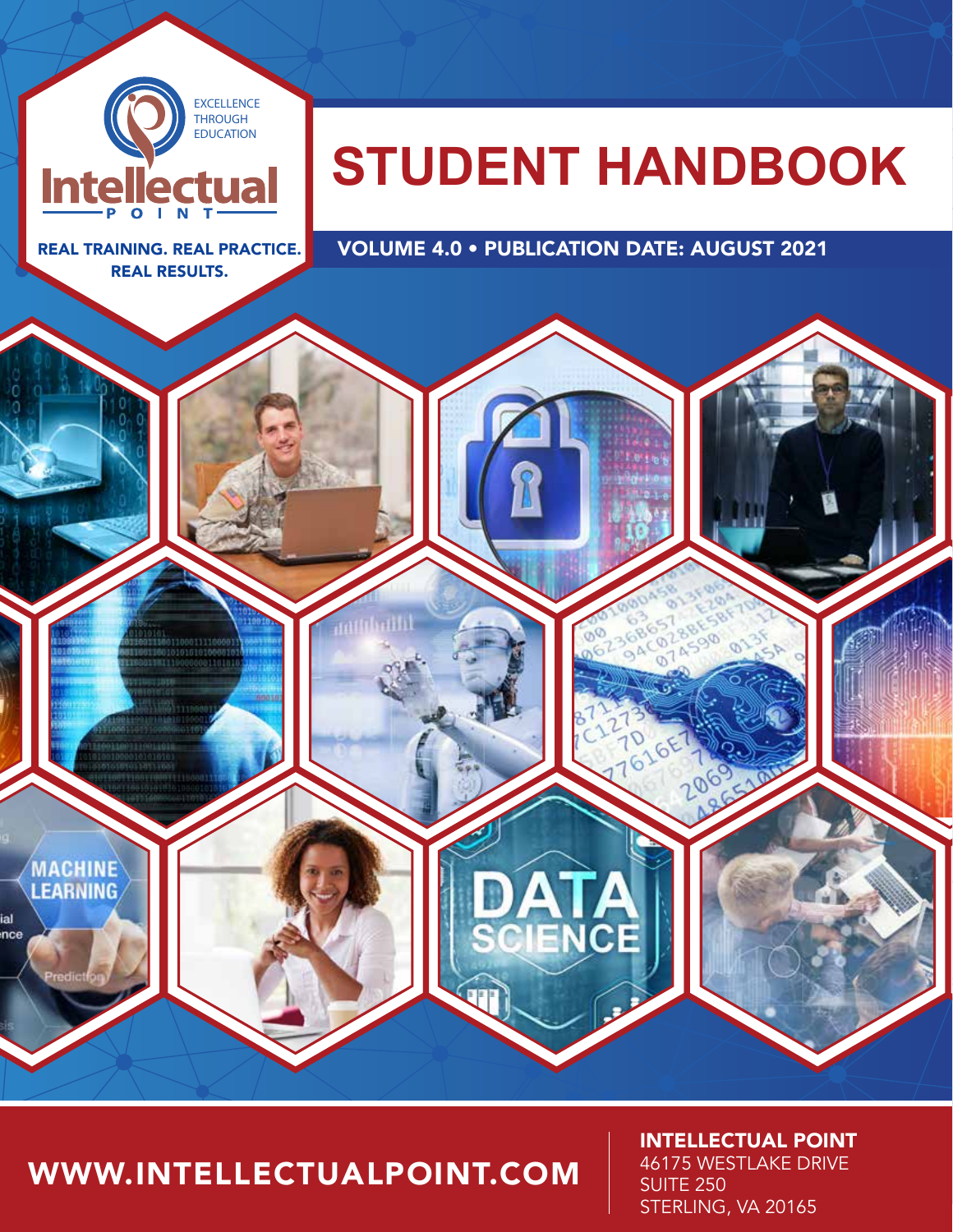EXCELLENCE THROUGH EDUCATION

Intellectual POINT

REAL TRAINING. REAL PRACTICE. REAL RESULTS.

# STUDENT HANDBOOK

VOLUME 4.0 • PUBLICATION DATE: AUGUST 2021

WWW.INTELLECTUALPOINT.COM

**INTELLECTUAL POINT**
46175 WESTLAKE DRIVE
SUITE 250
STERLING, VA 20165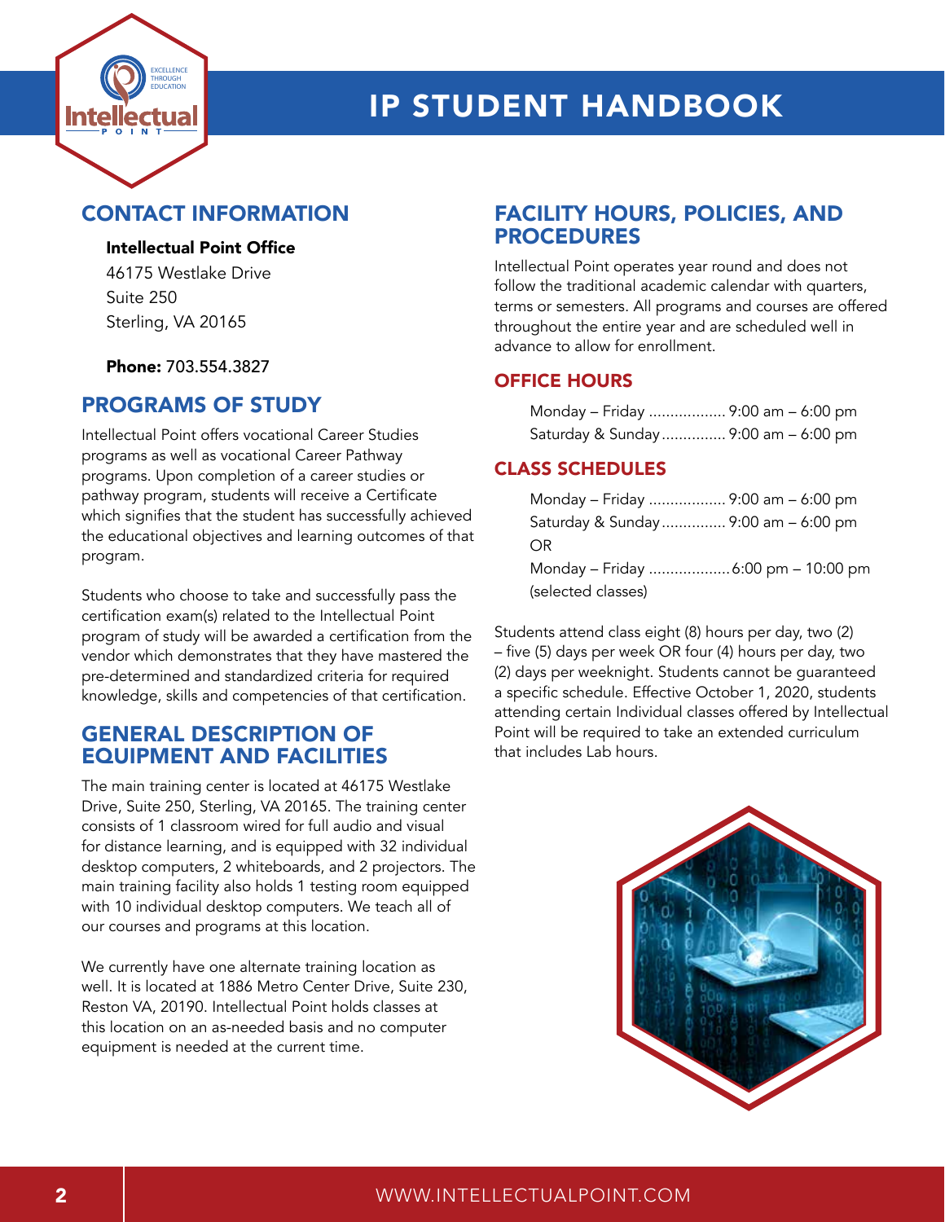# IP STUDENT HANDBOOK

## CONTACT INFORMATION

**Intellectual Point Office**
46175 Westlake Drive
Suite 250
Sterling, VA 20165

**Phone:** 703.554.3827

## PROGRAMS OF STUDY

Intellectual Point offers vocational Career Studies programs as well as vocational Career Pathway programs. Upon completion of a career studies or pathway program, students will receive a Certificate which signifies that the student has successfully achieved the educational objectives and learning outcomes of that program.

Students who choose to take and successfully pass the certification exam(s) related to the Intellectual Point program of study will be awarded a certification from the vendor which demonstrates that they have mastered the pre-determined and standardized criteria for required knowledge, skills and competencies of that certification.

## GENERAL DESCRIPTION OF EQUIPMENT AND FACILITIES

The main training center is located at 46175 Westlake Drive, Suite 250, Sterling, VA 20165. The training center consists of 1 classroom wired for full audio and visual for distance learning, and is equipped with 32 individual desktop computers, 2 whiteboards, and 2 projectors. The main training facility also holds 1 testing room equipped with 10 individual desktop computers. We teach all of our courses and programs at this location.

We currently have one alternate training location as well. It is located at 1886 Metro Center Drive, Suite 230, Reston VA, 20190. Intellectual Point holds classes at this location on an as-needed basis and no computer equipment is needed at the current time.

## FACILITY HOURS, POLICIES, AND PROCEDURES

Intellectual Point operates year round and does not follow the traditional academic calendar with quarters, terms or semesters. All programs and courses are offered throughout the entire year and are scheduled well in advance to allow for enrollment.

### OFFICE HOURS

Monday – Friday .................. 9:00 am – 6:00 pm
Saturday & Sunday ............... 9:00 am – 6:00 pm

### CLASS SCHEDULES

Monday – Friday .................. 9:00 am – 6:00 pm
Saturday & Sunday ............... 9:00 am – 6:00 pm
OR
Monday – Friday .................. 6:00 pm – 10:00 pm
(selected classes)

Students attend class eight (8) hours per day, two (2) – five (5) days per week OR four (4) hours per day, two (2) days per weeknight. Students cannot be guaranteed a specific schedule. Effective October 1, 2020, students attending certain Individual classes offered by Intellectual Point will be required to take an extended curriculum that includes Lab hours.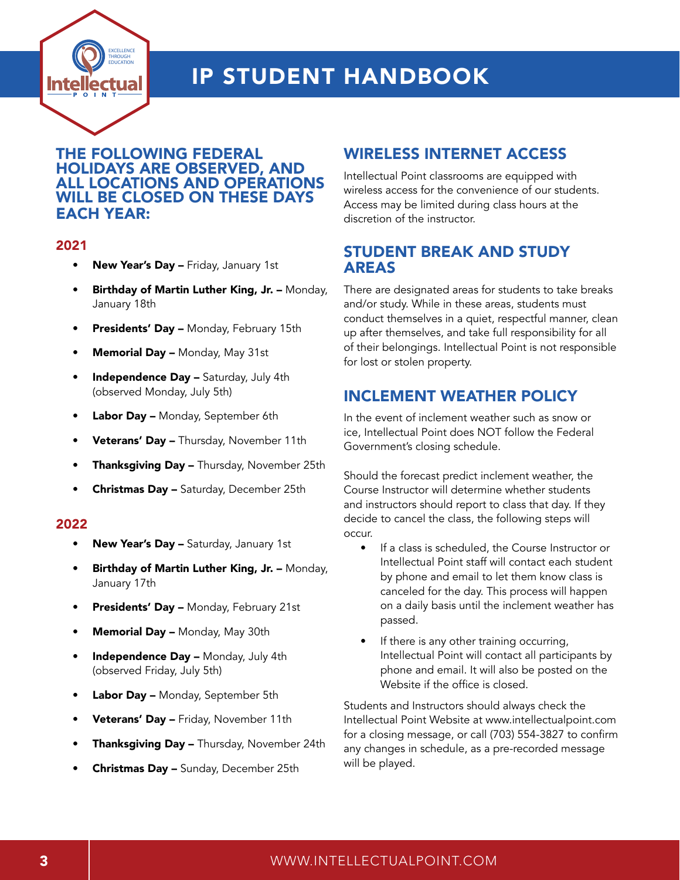# IP STUDENT HANDBOOK

## THE FOLLOWING FEDERAL HOLIDAYS ARE OBSERVED, AND ALL LOCATIONS AND OPERATIONS WILL BE CLOSED ON THESE DAYS EACH YEAR:

### 2021

- **New Year's Day –** Friday, January 1st
- **Birthday of Martin Luther King, Jr. –** Monday, January 18th
- **Presidents' Day –** Monday, February 15th
- **Memorial Day –** Monday, May 31st
- **Independence Day –** Saturday, July 4th (observed Monday, July 5th)
- **Labor Day –** Monday, September 6th
- **Veterans' Day –** Thursday, November 11th
- **Thanksgiving Day –** Thursday, November 25th
- **Christmas Day –** Saturday, December 25th

### 2022

- **New Year's Day –** Saturday, January 1st
- **Birthday of Martin Luther King, Jr. –** Monday, January 17th
- **Presidents' Day –** Monday, February 21st
- **Memorial Day –** Monday, May 30th
- **Independence Day –** Monday, July 4th (observed Friday, July 5th)
- **Labor Day –** Monday, September 5th
- **Veterans' Day –** Friday, November 11th
- **Thanksgiving Day –** Thursday, November 24th
- **Christmas Day –** Sunday, December 25th

## WIRELESS INTERNET ACCESS

Intellectual Point classrooms are equipped with wireless access for the convenience of our students. Access may be limited during class hours at the discretion of the instructor.

## STUDENT BREAK AND STUDY AREAS

There are designated areas for students to take breaks and/or study. While in these areas, students must conduct themselves in a quiet, respectful manner, clean up after themselves, and take full responsibility for all of their belongings. Intellectual Point is not responsible for lost or stolen property.

## INCLEMENT WEATHER POLICY

In the event of inclement weather such as snow or ice, Intellectual Point does NOT follow the Federal Government's closing schedule.

Should the forecast predict inclement weather, the Course Instructor will determine whether students and instructors should report to class that day. If they decide to cancel the class, the following steps will occur.

- If a class is scheduled, the Course Instructor or Intellectual Point staff will contact each student by phone and email to let them know class is canceled for the day. This process will happen on a daily basis until the inclement weather has passed.
- If there is any other training occurring, Intellectual Point will contact all participants by phone and email. It will also be posted on the Website if the office is closed.

Students and Instructors should always check the Intellectual Point Website at www.intellectualpoint.com for a closing message, or call (703) 554-3827 to confirm any changes in schedule, as a pre-recorded message will be played.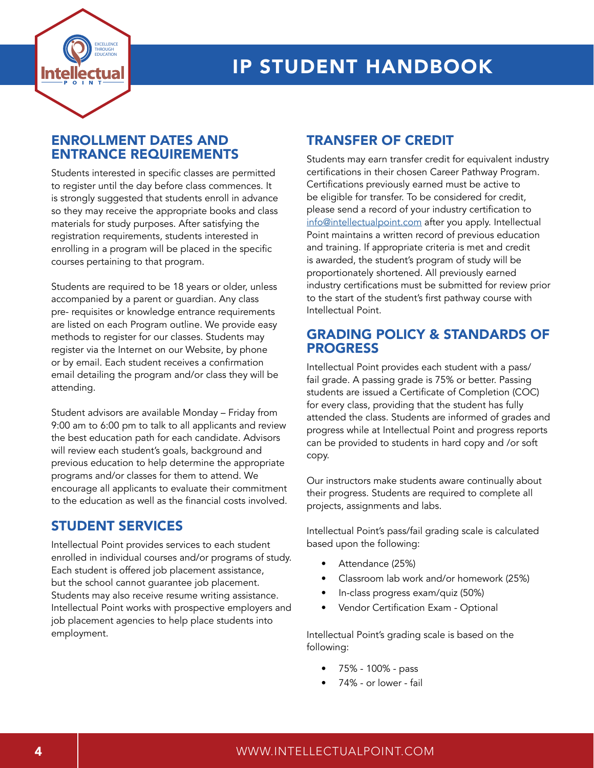## ENROLLMENT DATES AND ENTRANCE REQUIREMENTS

Students interested in specific classes are permitted to register until the day before class commences. It is strongly suggested that students enroll in advance so they may receive the appropriate books and class materials for study purposes. After satisfying the registration requirements, students interested in enrolling in a program will be placed in the specific courses pertaining to that program.

Students are required to be 18 years or older, unless accompanied by a parent or guardian. Any class pre- requisites or knowledge entrance requirements are listed on each Program outline. We provide easy methods to register for our classes. Students may register via the Internet on our Website, by phone or by email. Each student receives a confirmation email detailing the program and/or class they will be attending.

Student advisors are available Monday – Friday from 9:00 am to 6:00 pm to talk to all applicants and review the best education path for each candidate. Advisors will review each student's goals, background and previous education to help determine the appropriate programs and/or classes for them to attend. We encourage all applicants to evaluate their commitment to the education as well as the financial costs involved.

## STUDENT SERVICES

Intellectual Point provides services to each student enrolled in individual courses and/or programs of study. Each student is offered job placement assistance, but the school cannot guarantee job placement. Students may also receive resume writing assistance. Intellectual Point works with prospective employers and job placement agencies to help place students into employment.

## TRANSFER OF CREDIT

Students may earn transfer credit for equivalent industry certifications in their chosen Career Pathway Program. Certifications previously earned must be active to be eligible for transfer. To be considered for credit, please send a record of your industry certification to info@intellectualpoint.com after you apply. Intellectual Point maintains a written record of previous education and training. If appropriate criteria is met and credit is awarded, the student's program of study will be proportionately shortened. All previously earned industry certifications must be submitted for review prior to the start of the student's first pathway course with Intellectual Point.

## GRADING POLICY & STANDARDS OF PROGRESS

Intellectual Point provides each student with a pass/fail grade. A passing grade is 75% or better. Passing students are issued a Certificate of Completion (COC) for every class, providing that the student has fully attended the class. Students are informed of grades and progress while at Intellectual Point and progress reports can be provided to students in hard copy and /or soft copy.

Our instructors make students aware continually about their progress. Students are required to complete all projects, assignments and labs.

Intellectual Point's pass/fail grading scale is calculated based upon the following:

- Attendance (25%)
- Classroom lab work and/or homework (25%)
- In-class progress exam/quiz (50%)
- Vendor Certification Exam - Optional

Intellectual Point's grading scale is based on the following:

- 75% - 100% - pass
- 74% - or lower - fail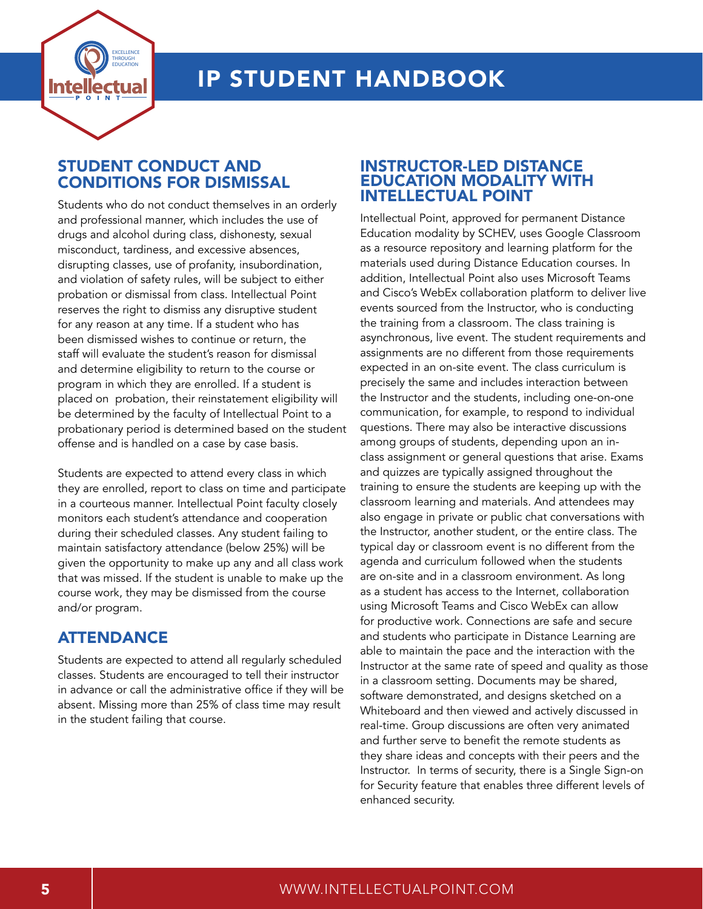## STUDENT CONDUCT AND CONDITIONS FOR DISMISSAL

Students who do not conduct themselves in an orderly and professional manner, which includes the use of drugs and alcohol during class, dishonesty, sexual misconduct, tardiness, and excessive absences, disrupting classes, use of profanity, insubordination, and violation of safety rules, will be subject to either probation or dismissal from class. Intellectual Point reserves the right to dismiss any disruptive student for any reason at any time. If a student who has been dismissed wishes to continue or return, the staff will evaluate the student's reason for dismissal and determine eligibility to return to the course or program in which they are enrolled. If a student is placed on probation, their reinstatement eligibility will be determined by the faculty of Intellectual Point to a probationary period is determined based on the student offense and is handled on a case by case basis.

Students are expected to attend every class in which they are enrolled, report to class on time and participate in a courteous manner. Intellectual Point faculty closely monitors each student's attendance and cooperation during their scheduled classes. Any student failing to maintain satisfactory attendance (below 25%) will be given the opportunity to make up any and all class work that was missed. If the student is unable to make up the course work, they may be dismissed from the course and/or program.

## ATTENDANCE

Students are expected to attend all regularly scheduled classes. Students are encouraged to tell their instructor in advance or call the administrative office if they will be absent. Missing more than 25% of class time may result in the student failing that course.

## INSTRUCTOR-LED DISTANCE EDUCATION MODALITY WITH INTELLECTUAL POINT

Intellectual Point, approved for permanent Distance Education modality by SCHEV, uses Google Classroom as a resource repository and learning platform for the materials used during Distance Education courses. In addition, Intellectual Point also uses Microsoft Teams and Cisco's WebEx collaboration platform to deliver live events sourced from the Instructor, who is conducting the training from a classroom. The class training is asynchronous, live event. The student requirements and assignments are no different from those requirements expected in an on-site event. The class curriculum is precisely the same and includes interaction between the Instructor and the students, including one-on-one communication, for example, to respond to individual questions. There may also be interactive discussions among groups of students, depending upon an in-class assignment or general questions that arise. Exams and quizzes are typically assigned throughout the training to ensure the students are keeping up with the classroom learning and materials. And attendees may also engage in private or public chat conversations with the Instructor, another student, or the entire class. The typical day or classroom event is no different from the agenda and curriculum followed when the students are on-site and in a classroom environment. As long as a student has access to the Internet, collaboration using Microsoft Teams and Cisco WebEx can allow for productive work. Connections are safe and secure and students who participate in Distance Learning are able to maintain the pace and the interaction with the Instructor at the same rate of speed and quality as those in a classroom setting. Documents may be shared, software demonstrated, and designs sketched on a Whiteboard and then viewed and actively discussed in real-time. Group discussions are often very animated and further serve to benefit the remote students as they share ideas and concepts with their peers and the Instructor. In terms of security, there is a Single Sign-on for Security feature that enables three different levels of enhanced security.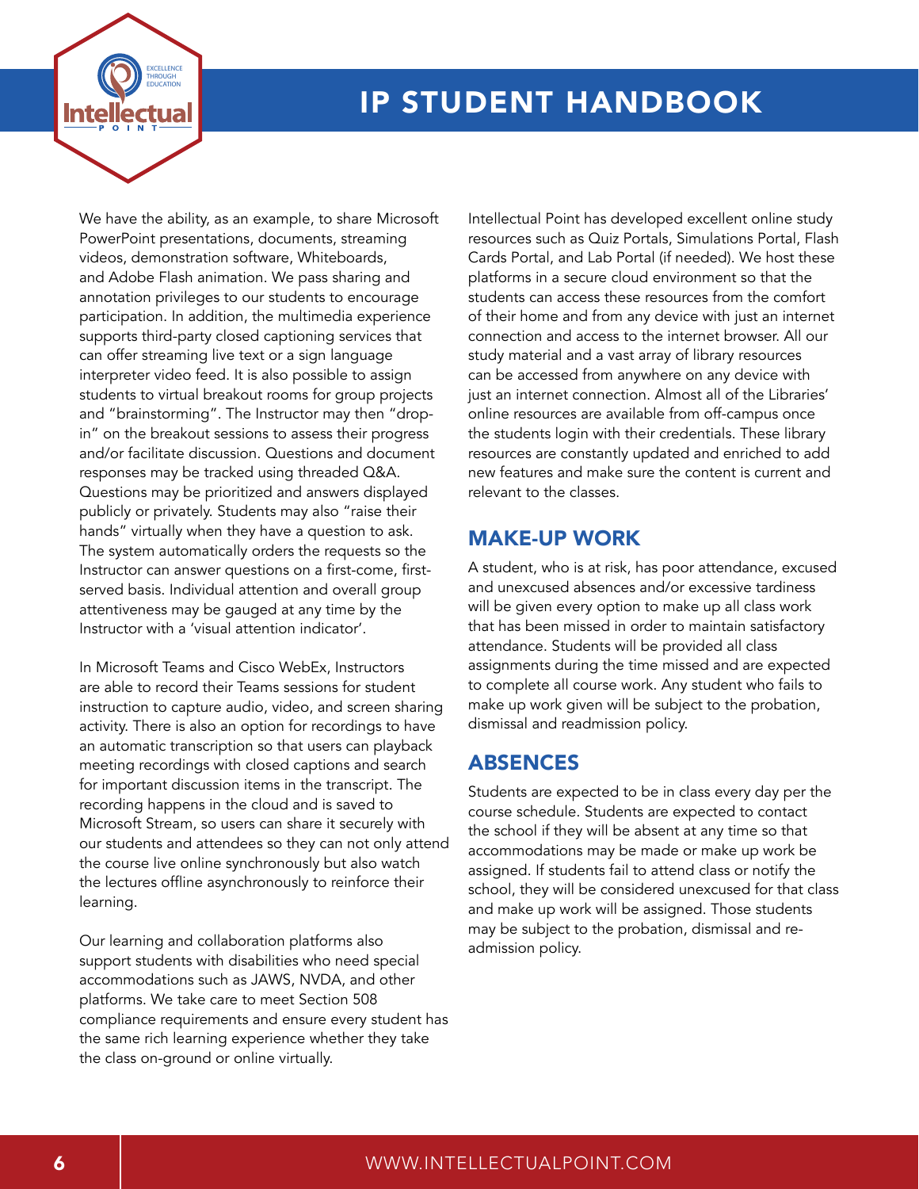We have the ability, as an example, to share Microsoft PowerPoint presentations, documents, streaming videos, demonstration software, Whiteboards, and Adobe Flash animation. We pass sharing and annotation privileges to our students to encourage participation. In addition, the multimedia experience supports third-party closed captioning services that can offer streaming live text or a sign language interpreter video feed. It is also possible to assign students to virtual breakout rooms for group projects and "brainstorming". The Instructor may then "drop-in" on the breakout sessions to assess their progress and/or facilitate discussion. Questions and document responses may be tracked using threaded Q&A. Questions may be prioritized and answers displayed publicly or privately. Students may also "raise their hands" virtually when they have a question to ask. The system automatically orders the requests so the Instructor can answer questions on a first-come, first-served basis. Individual attention and overall group attentiveness may be gauged at any time by the Instructor with a 'visual attention indicator'.

In Microsoft Teams and Cisco WebEx, Instructors are able to record their Teams sessions for student instruction to capture audio, video, and screen sharing activity. There is also an option for recordings to have an automatic transcription so that users can playback meeting recordings with closed captions and search for important discussion items in the transcript. The recording happens in the cloud and is saved to Microsoft Stream, so users can share it securely with our students and attendees so they can not only attend the course live online synchronously but also watch the lectures offline asynchronously to reinforce their learning.

Our learning and collaboration platforms also support students with disabilities who need special accommodations such as JAWS, NVDA, and other platforms. We take care to meet Section 508 compliance requirements and ensure every student has the same rich learning experience whether they take the class on-ground or online virtually.

Intellectual Point has developed excellent online study resources such as Quiz Portals, Simulations Portal, Flash Cards Portal, and Lab Portal (if needed). We host these platforms in a secure cloud environment so that the students can access these resources from the comfort of their home and from any device with just an internet connection and access to the internet browser. All our study material and a vast array of library resources can be accessed from anywhere on any device with just an internet connection. Almost all of the Libraries' online resources are available from off-campus once the students login with their credentials. These library resources are constantly updated and enriched to add new features and make sure the content is current and relevant to the classes.

## MAKE-UP WORK

A student, who is at risk, has poor attendance, excused and unexcused absences and/or excessive tardiness will be given every option to make up all class work that has been missed in order to maintain satisfactory attendance. Students will be provided all class assignments during the time missed and are expected to complete all course work. Any student who fails to make up work given will be subject to the probation, dismissal and readmission policy.

## ABSENCES

Students are expected to be in class every day per the course schedule. Students are expected to contact the school if they will be absent at any time so that accommodations may be made or make up work be assigned. If students fail to attend class or notify the school, they will be considered unexcused for that class and make up work will be assigned. Those students may be subject to the probation, dismissal and re-admission policy.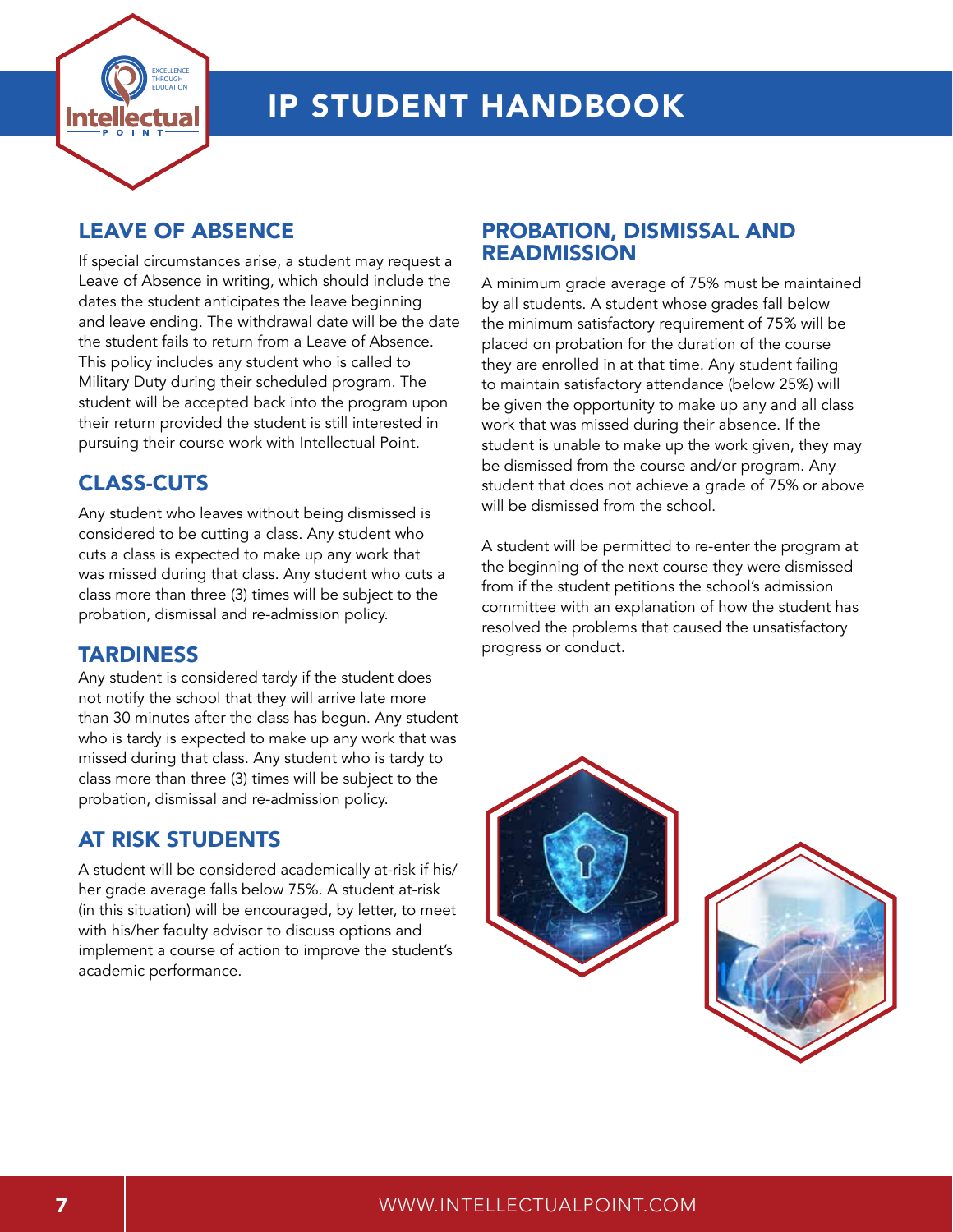## LEAVE OF ABSENCE

If special circumstances arise, a student may request a Leave of Absence in writing, which should include the dates the student anticipates the leave beginning and leave ending. The withdrawal date will be the date the student fails to return from a Leave of Absence. This policy includes any student who is called to Military Duty during their scheduled program. The student will be accepted back into the program upon their return provided the student is still interested in pursuing their course work with Intellectual Point.

## CLASS-CUTS

Any student who leaves without being dismissed is considered to be cutting a class. Any student who cuts a class is expected to make up any work that was missed during that class. Any student who cuts a class more than three (3) times will be subject to the probation, dismissal and re-admission policy.

## TARDINESS

Any student is considered tardy if the student does not notify the school that they will arrive late more than 30 minutes after the class has begun. Any student who is tardy is expected to make up any work that was missed during that class. Any student who is tardy to class more than three (3) times will be subject to the probation, dismissal and re-admission policy.

## AT RISK STUDENTS

A student will be considered academically at-risk if his/her grade average falls below 75%. A student at-risk (in this situation) will be encouraged, by letter, to meet with his/her faculty advisor to discuss options and implement a course of action to improve the student's academic performance.

## PROBATION, DISMISSAL AND READMISSION

A minimum grade average of 75% must be maintained by all students. A student whose grades fall below the minimum satisfactory requirement of 75% will be placed on probation for the duration of the course they are enrolled in at that time. Any student failing to maintain satisfactory attendance (below 25%) will be given the opportunity to make up any and all class work that was missed during their absence. If the student is unable to make up the work given, they may be dismissed from the course and/or program. Any student that does not achieve a grade of 75% or above will be dismissed from the school.

A student will be permitted to re-enter the program at the beginning of the next course they were dismissed from if the student petitions the school's admission committee with an explanation of how the student has resolved the problems that caused the unsatisfactory progress or conduct.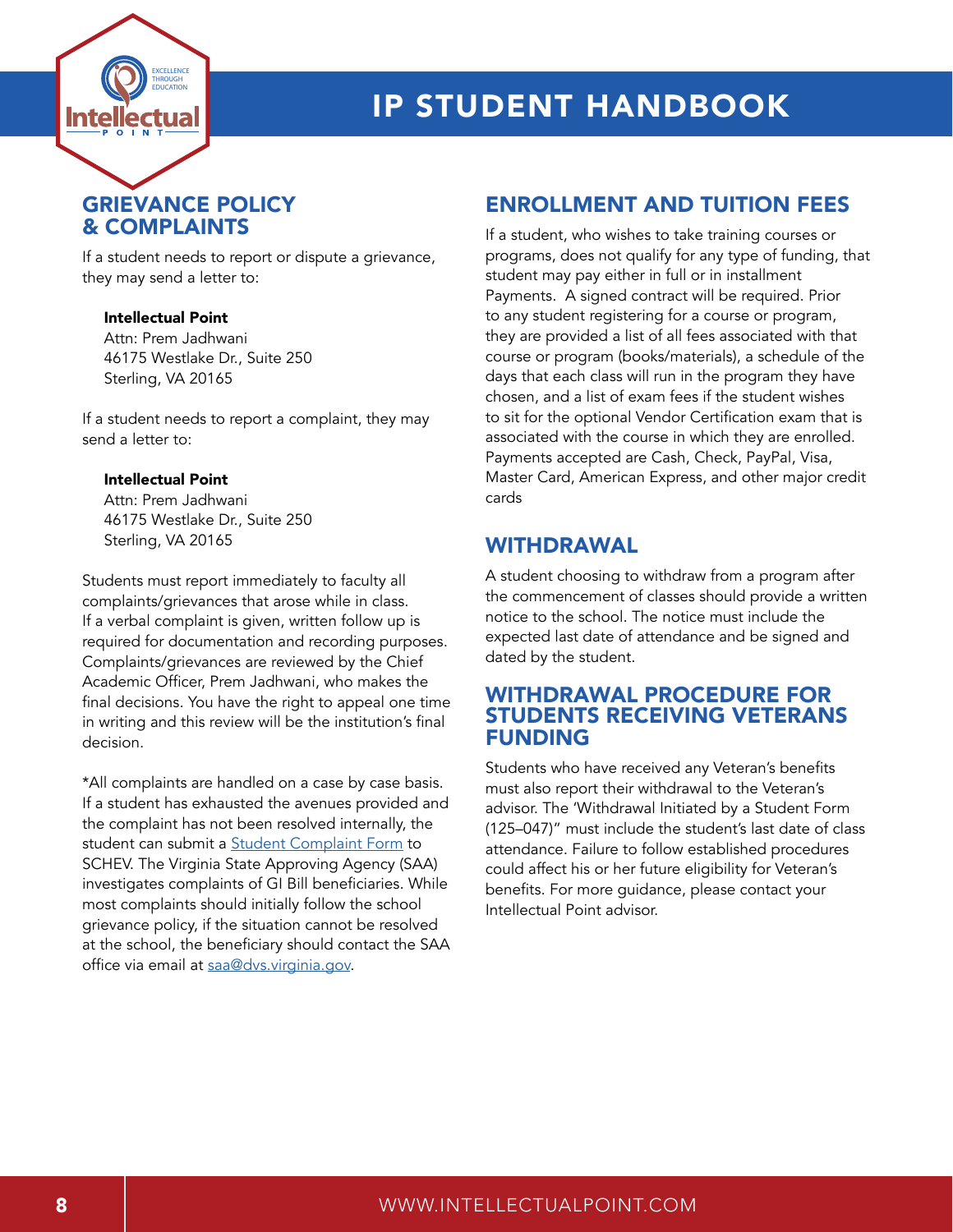## GRIEVANCE POLICY & COMPLAINTS

If a student needs to report or dispute a grievance, they may send a letter to:

**Intellectual Point**
Attn: Prem Jadhwani
46175 Westlake Dr., Suite 250
Sterling, VA 20165

If a student needs to report a complaint, they may send a letter to:

**Intellectual Point**
Attn: Prem Jadhwani
46175 Westlake Dr., Suite 250
Sterling, VA 20165

Students must report immediately to faculty all complaints/grievances that arose while in class. If a verbal complaint is given, written follow up is required for documentation and recording purposes. Complaints/grievances are reviewed by the Chief Academic Officer, Prem Jadhwani, who makes the final decisions. You have the right to appeal one time in writing and this review will be the institution's final decision.

*All complaints are handled on a case by case basis. If a student has exhausted the avenues provided and the complaint has not been resolved internally, the student can submit a Student Complaint Form to SCHEV. The Virginia State Approving Agency (SAA) investigates complaints of GI Bill beneficiaries. While most complaints should initially follow the school grievance policy, if the situation cannot be resolved at the school, the beneficiary should contact the SAA office via email at saa@dvs.virginia.gov.

## ENROLLMENT AND TUITION FEES

If a student, who wishes to take training courses or programs, does not qualify for any type of funding, that student may pay either in full or in installment Payments. A signed contract will be required. Prior to any student registering for a course or program, they are provided a list of all fees associated with that course or program (books/materials), a schedule of the days that each class will run in the program they have chosen, and a list of exam fees if the student wishes to sit for the optional Vendor Certification exam that is associated with the course in which they are enrolled. Payments accepted are Cash, Check, PayPal, Visa, Master Card, American Express, and other major credit cards

## WITHDRAWAL

A student choosing to withdraw from a program after the commencement of classes should provide a written notice to the school. The notice must include the expected last date of attendance and be signed and dated by the student.

## WITHDRAWAL PROCEDURE FOR STUDENTS RECEIVING VETERANS FUNDING

Students who have received any Veteran's benefits must also report their withdrawal to the Veteran's advisor. The 'Withdrawal Initiated by a Student Form (125–047)" must include the student's last date of class attendance. Failure to follow established procedures could affect his or her future eligibility for Veteran's benefits. For more guidance, please contact your Intellectual Point advisor.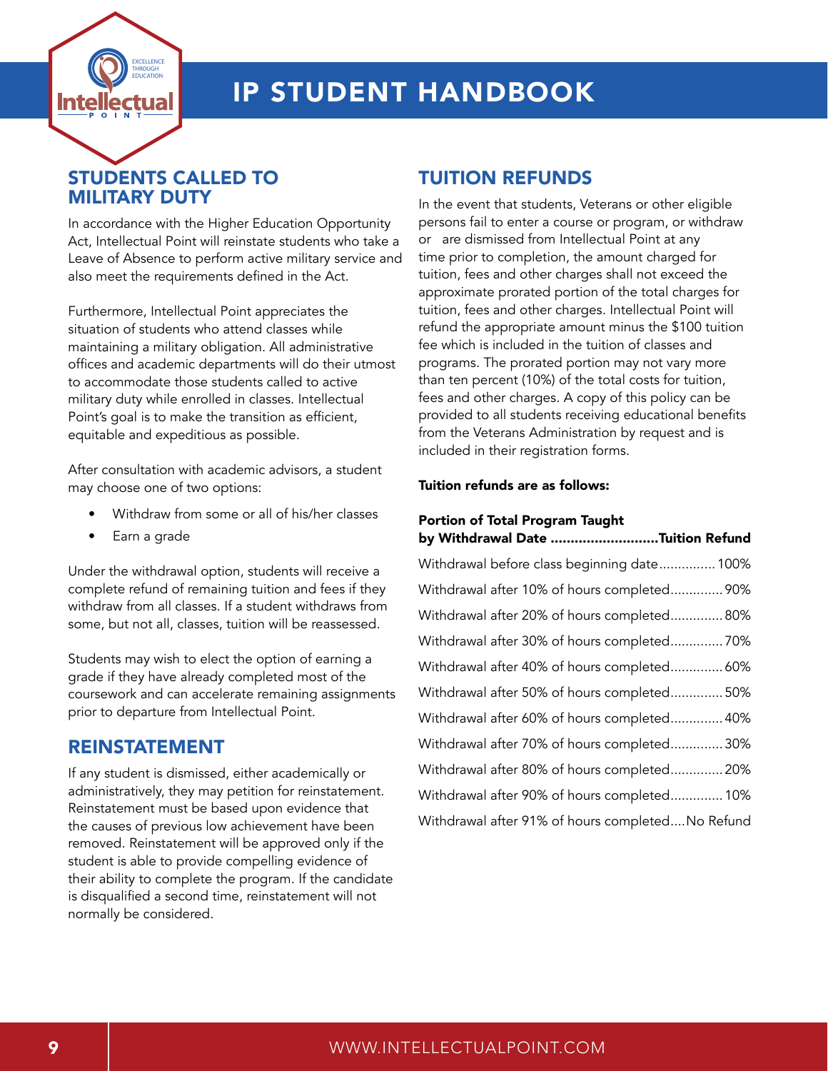## STUDENTS CALLED TO MILITARY DUTY

In accordance with the Higher Education Opportunity Act, Intellectual Point will reinstate students who take a Leave of Absence to perform active military service and also meet the requirements defined in the Act.

Furthermore, Intellectual Point appreciates the situation of students who attend classes while maintaining a military obligation. All administrative offices and academic departments will do their utmost to accommodate those students called to active military duty while enrolled in classes. Intellectual Point's goal is to make the transition as efficient, equitable and expeditious as possible.

After consultation with academic advisors, a student may choose one of two options:

- Withdraw from some or all of his/her classes
- Earn a grade

Under the withdrawal option, students will receive a complete refund of remaining tuition and fees if they withdraw from all classes. If a student withdraws from some, but not all, classes, tuition will be reassessed.

Students may wish to elect the option of earning a grade if they have already completed most of the coursework and can accelerate remaining assignments prior to departure from Intellectual Point.

## REINSTATEMENT

If any student is dismissed, either academically or administratively, they may petition for reinstatement. Reinstatement must be based upon evidence that the causes of previous low achievement have been removed. Reinstatement will be approved only if the student is able to provide compelling evidence of their ability to complete the program. If the candidate is disqualified a second time, reinstatement will not normally be considered.

## TUITION REFUNDS

In the event that students, Veterans or other eligible persons fail to enter a course or program, or withdraw or are dismissed from Intellectual Point at any time prior to completion, the amount charged for tuition, fees and other charges shall not exceed the approximate prorated portion of the total charges for tuition, fees and other charges. Intellectual Point will refund the appropriate amount minus the $100 tuition fee which is included in the tuition of classes and programs. The prorated portion may not vary more than ten percent (10%) of the total costs for tuition, fees and other charges. A copy of this policy can be provided to all students receiving educational benefits from the Veterans Administration by request and is included in their registration forms.

**Tuition refunds are as follows:**

| Portion of Total Program Taught by Withdrawal Date | Tuition Refund |
|---|---|
| Withdrawal before class beginning date | 100% |
| Withdrawal after 10% of hours completed | 90% |
| Withdrawal after 20% of hours completed | 80% |
| Withdrawal after 30% of hours completed | 70% |
| Withdrawal after 40% of hours completed | 60% |
| Withdrawal after 50% of hours completed | 50% |
| Withdrawal after 60% of hours completed | 40% |
| Withdrawal after 70% of hours completed | 30% |
| Withdrawal after 80% of hours completed | 20% |
| Withdrawal after 90% of hours completed | 10% |
| Withdrawal after 91% of hours completed | No Refund |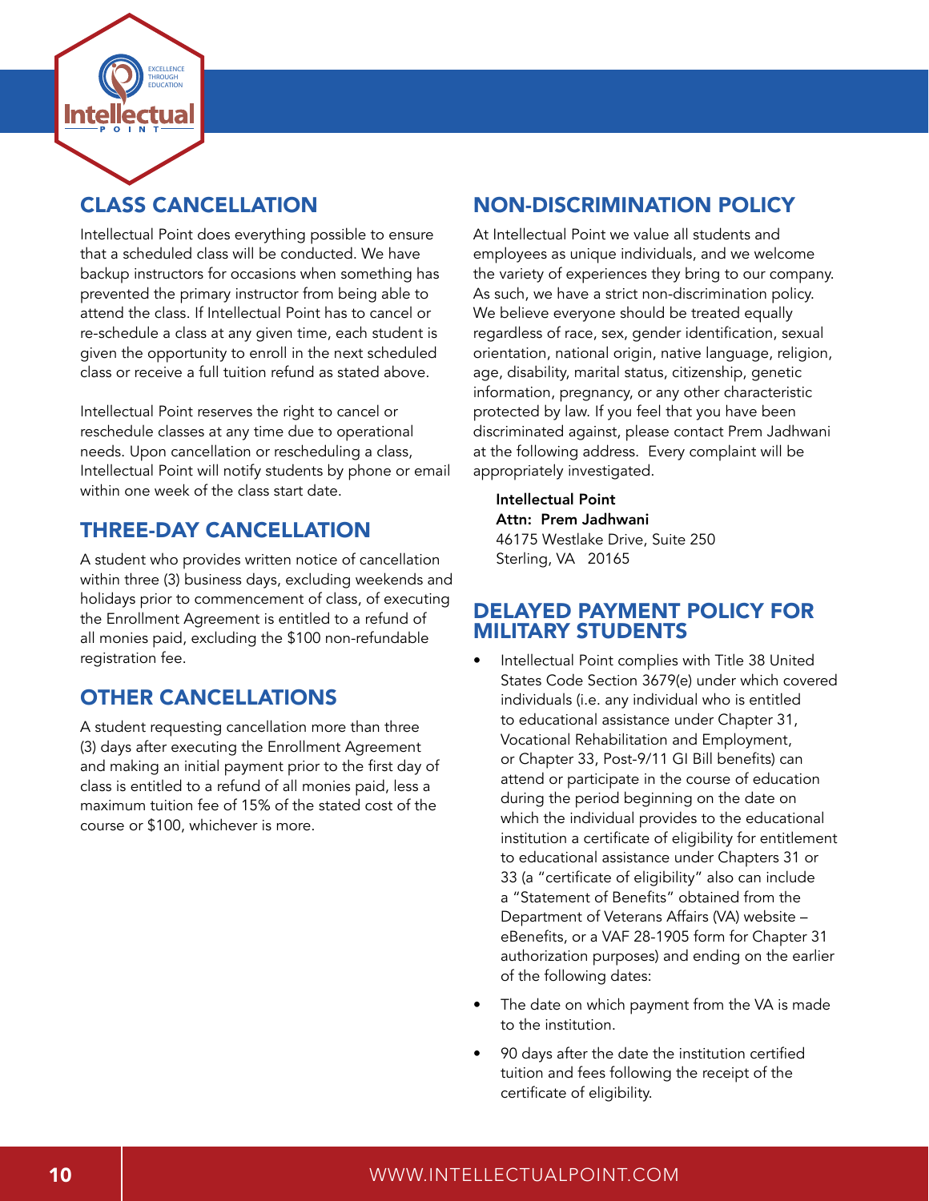## CLASS CANCELLATION

Intellectual Point does everything possible to ensure that a scheduled class will be conducted. We have backup instructors for occasions when something has prevented the primary instructor from being able to attend the class. If Intellectual Point has to cancel or re-schedule a class at any given time, each student is given the opportunity to enroll in the next scheduled class or receive a full tuition refund as stated above.

Intellectual Point reserves the right to cancel or reschedule classes at any time due to operational needs. Upon cancellation or rescheduling a class, Intellectual Point will notify students by phone or email within one week of the class start date.

## THREE-DAY CANCELLATION

A student who provides written notice of cancellation within three (3) business days, excluding weekends and holidays prior to commencement of class, of executing the Enrollment Agreement is entitled to a refund of all monies paid, excluding the $100 non-refundable registration fee.

## OTHER CANCELLATIONS

A student requesting cancellation more than three (3) days after executing the Enrollment Agreement and making an initial payment prior to the first day of class is entitled to a refund of all monies paid, less a maximum tuition fee of 15% of the stated cost of the course or $100, whichever is more.

## NON-DISCRIMINATION POLICY

At Intellectual Point we value all students and employees as unique individuals, and we welcome the variety of experiences they bring to our company. As such, we have a strict non-discrimination policy. We believe everyone should be treated equally regardless of race, sex, gender identification, sexual orientation, national origin, native language, religion, age, disability, marital status, citizenship, genetic information, pregnancy, or any other characteristic protected by law. If you feel that you have been discriminated against, please contact Prem Jadhwani at the following address. Every complaint will be appropriately investigated.

**Intellectual Point**
**Attn: Prem Jadhwani**
46175 Westlake Drive, Suite 250
Sterling, VA 20165

## DELAYED PAYMENT POLICY FOR MILITARY STUDENTS

- Intellectual Point complies with Title 38 United States Code Section 3679(e) under which covered individuals (i.e. any individual who is entitled to educational assistance under Chapter 31, Vocational Rehabilitation and Employment, or Chapter 33, Post-9/11 GI Bill benefits) can attend or participate in the course of education during the period beginning on the date on which the individual provides to the educational institution a certificate of eligibility for entitlement to educational assistance under Chapters 31 or 33 (a "certificate of eligibility" also can include a "Statement of Benefits" obtained from the Department of Veterans Affairs (VA) website – eBenefits, or a VAF 28-1905 form for Chapter 31 authorization purposes) and ending on the earlier of the following dates:
- The date on which payment from the VA is made to the institution.
- 90 days after the date the institution certified tuition and fees following the receipt of the certificate of eligibility.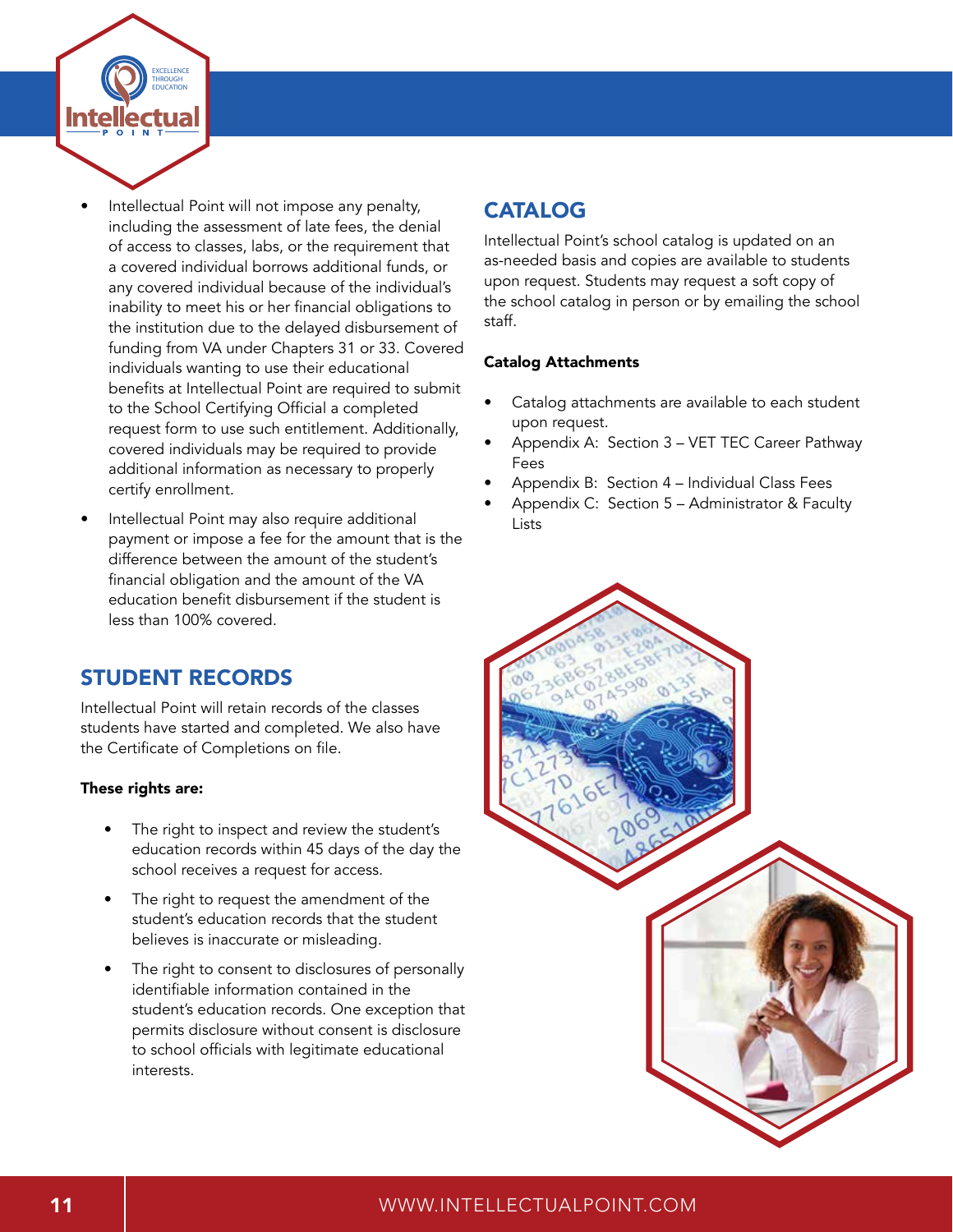- Intellectual Point will not impose any penalty, including the assessment of late fees, the denial of access to classes, labs, or the requirement that a covered individual borrows additional funds, or any covered individual because of the individual's inability to meet his or her financial obligations to the institution due to the delayed disbursement of funding from VA under Chapters 31 or 33. Covered individuals wanting to use their educational benefits at Intellectual Point are required to submit to the School Certifying Official a completed request form to use such entitlement. Additionally, covered individuals may be required to provide additional information as necessary to properly certify enrollment.
- Intellectual Point may also require additional payment or impose a fee for the amount that is the difference between the amount of the student's financial obligation and the amount of the VA education benefit disbursement if the student is less than 100% covered.

## STUDENT RECORDS

Intellectual Point will retain records of the classes students have started and completed. We also have the Certificate of Completions on file.

**These rights are:**

- The right to inspect and review the student's education records within 45 days of the day the school receives a request for access.
- The right to request the amendment of the student's education records that the student believes is inaccurate or misleading.
- The right to consent to disclosures of personally identifiable information contained in the student's education records. One exception that permits disclosure without consent is disclosure to school officials with legitimate educational interests.

## CATALOG

Intellectual Point's school catalog is updated on an as-needed basis and copies are available to students upon request. Students may request a soft copy of the school catalog in person or by emailing the school staff.

**Catalog Attachments**

- Catalog attachments are available to each student upon request.
- Appendix A: Section 3 – VET TEC Career Pathway Fees
- Appendix B: Section 4 – Individual Class Fees
- Appendix C: Section 5 – Administrator & Faculty Lists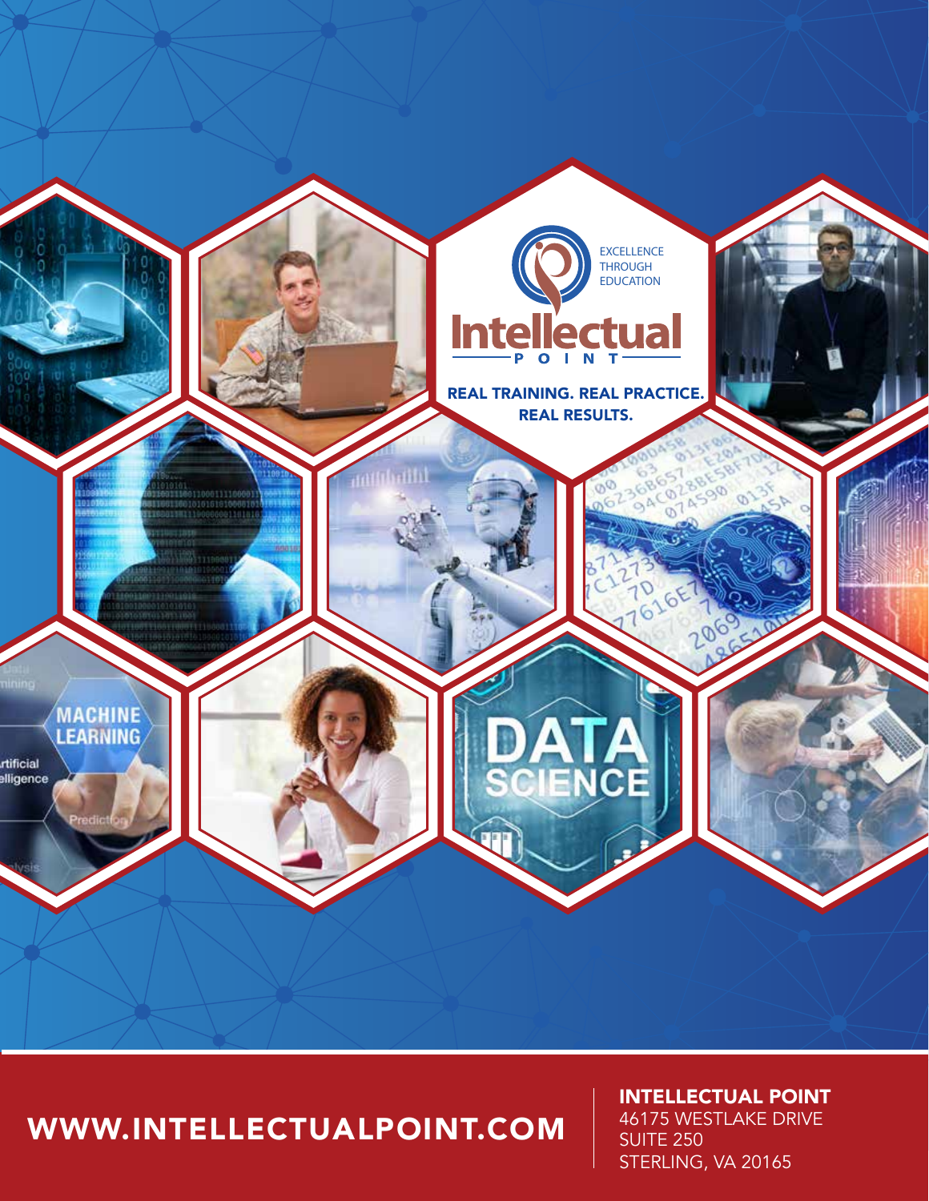EXCELLENCE THROUGH EDUCATION

# Intellectual POINT

REAL TRAINING. REAL PRACTICE. REAL RESULTS.

WWW.INTELLECTUALPOINT.COM

**INTELLECTUAL POINT**
46175 WESTLAKE DRIVE
SUITE 250
STERLING, VA 20165